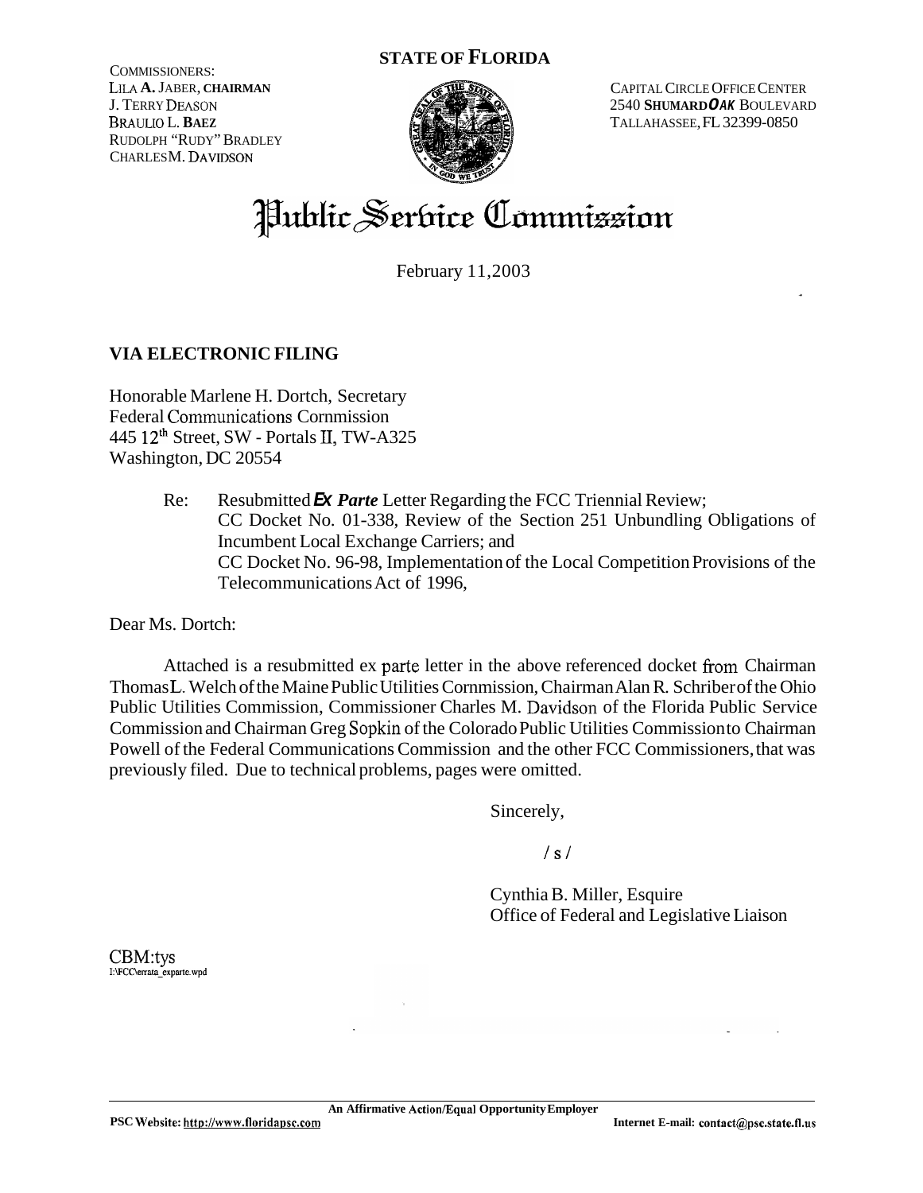**STATE OF FLORIDA**

COMMISSIONERS:
LILA A. JABER, CHAIRMAN
J. TERRY DEASON
BRAULIO L. BAEZ
RUDOLPH "RUDY" BRADLEY
CHARLES M. DAVIDSON

CAPITAL CIRCLE OFFICE CENTER
2540 SHUMARD OAK BOULEVARD
TALLAHASSEE, FL 32399-0850

# Public Service Commission

February 11, 2003

**VIA ELECTRONIC FILING**

Honorable Marlene H. Dortch, Secretary
Federal Communications Cornmission
445 12th Street, SW - Portals II, TW-A325
Washington, DC 20554

Re: Resubmitted ***Ex Parte*** Letter Regarding the FCC Triennial Review;
CC Docket No. 01-338, Review of the Section 251 Unbundling Obligations of Incumbent Local Exchange Carriers; and
CC Docket No. 96-98, Implementation of the Local Competition Provisions of the Telecommunications Act of 1996,

Dear Ms. Dortch:

Attached is a resubmitted ex parte letter in the above referenced docket from Chairman Thomas L. Welch of the Maine Public Utilities Cornmission, Chairman Alan R. Schriber of the Ohio Public Utilities Commission, Commissioner Charles M. Davidson of the Florida Public Service Commission and Chairman Greg Sopkin of the Colorado Public Utilities Commission to Chairman Powell of the Federal Communications Commission and the other FCC Commissioners, that was previously filed. Due to technical problems, pages were omitted.

Sincerely,

/ s /

Cynthia B. Miller, Esquire
Office of Federal and Legislative Liaison

CBM:tys
I:\FCC\errata_exparte.wpd

An Affirmative Action/Equal Opportunity Employer

PSC Website: http://www.floridapsc.com

Internet E-mail: contact@psc.state.fl.us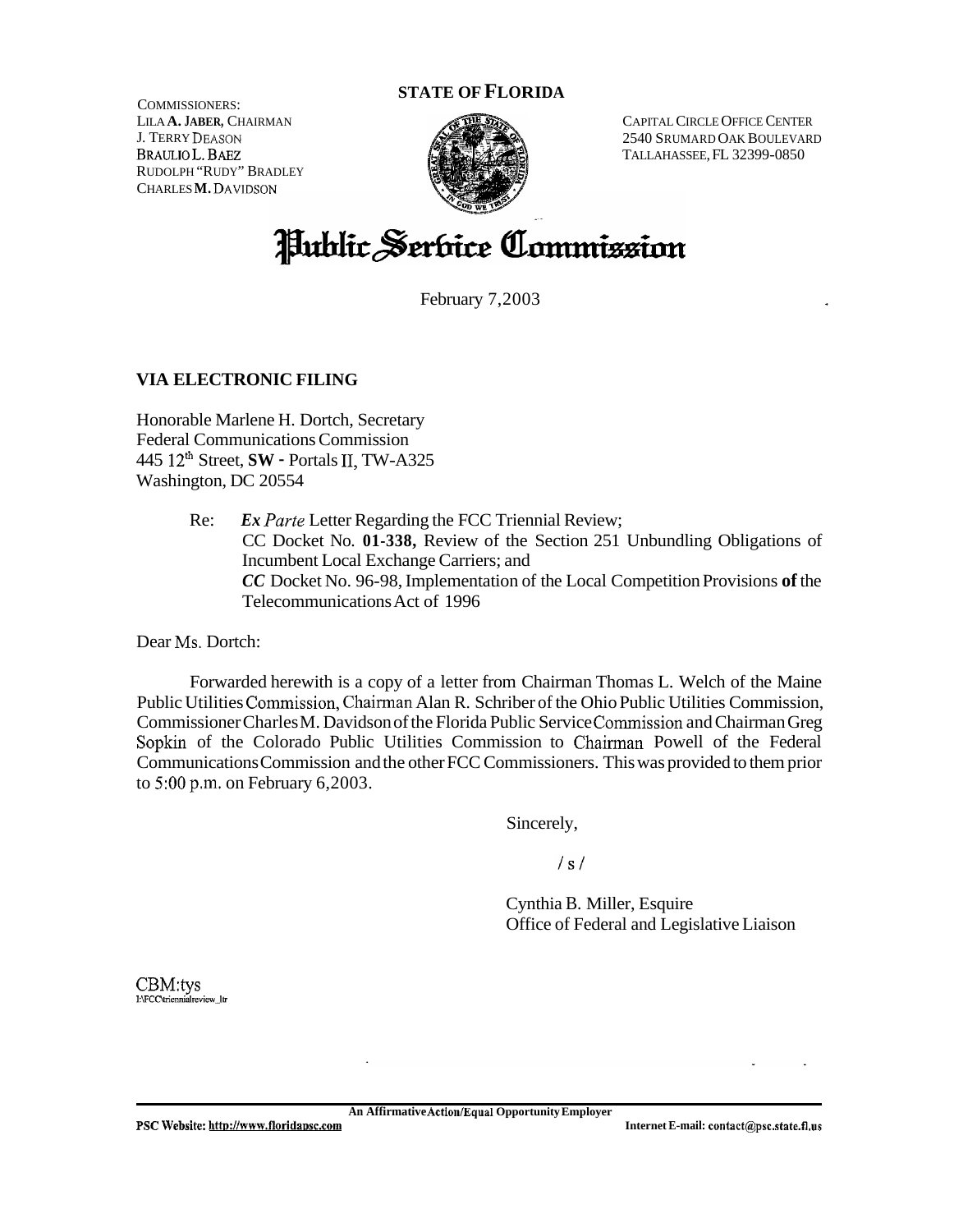**STATE OF FLORIDA**

COMMISSIONERS:
LILA A. JABER, CHAIRMAN
J. TERRY DEASON
BRAULIO L. BAEZ
RUDOLPH "RUDY" BRADLEY
CHARLES M. DAVIDSON

CAPITAL CIRCLE OFFICE CENTER
2540 SHUMARD OAK BOULEVARD
TALLAHASSEE, FL 32399-0850

# Public Service Commission

February 7, 2003

**VIA ELECTRONIC FILING**

Honorable Marlene H. Dortch, Secretary
Federal Communications Commission
445 12th Street, SW - Portals II, TW-A325
Washington, DC 20554

Re: *Ex Parte* Letter Regarding the FCC Triennial Review;
CC Docket No. 01-338, Review of the Section 251 Unbundling Obligations of Incumbent Local Exchange Carriers; and
CC Docket No. 96-98, Implementation of the Local Competition Provisions of the Telecommunications Act of 1996

Dear Ms. Dortch:

Forwarded herewith is a copy of a letter from Chairman Thomas L. Welch of the Maine Public Utilities Commission, Chairman Alan R. Schriber of the Ohio Public Utilities Commission, Commissioner Charles M. Davidson of the Florida Public Service Commission and Chairman Greg Sopkin of the Colorado Public Utilities Commission to Chairman Powell of the Federal Communications Commission and the other FCC Commissioners. This was provided to them prior to 5:00 p.m. on February 6, 2003.

Sincerely,

/ s /

Cynthia B. Miller, Esquire
Office of Federal and Legislative Liaison

CBM:tys
I:\FCC\triennialreview_ltr

An Affirmative Action/Equal Opportunity Employer

PSC Website: http://www.floridapsc.com

Internet E-mail: contact@psc.state.fl.us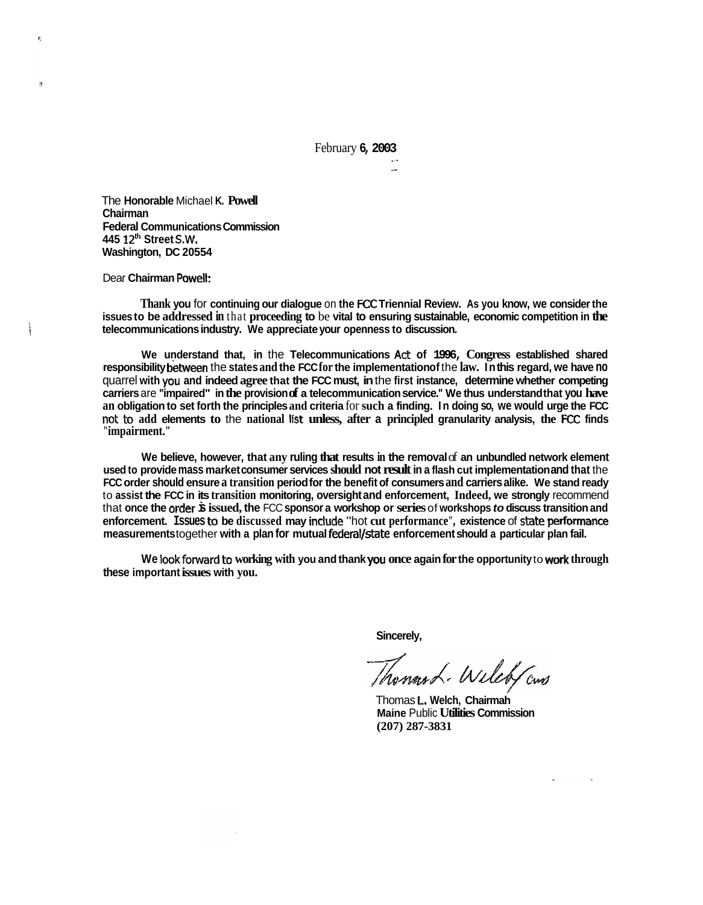February 6, 2003

The Honorable Michael K. Powell
Chairman
Federal Communications Commission
445 12th Street S.W.
Washington, DC 20554

Dear Chairman Powell:

Thank you for continuing our dialogue on the FCC Triennial Review. As you know, we consider the issues to be addressed in that proceeding to be vital to ensuring sustainable, economic competition in the telecommunications industry. We appreciate your openness to discussion.

We understand that, in the Telecommunications Act of 1996, Congress established shared responsibility between the states and the FCC for the implementation of the law. In this regard, we have no quarrel with you and indeed agree that the FCC must, in the first instance, determine whether competing carriers are "impaired" in the provision of a telecommunication service." We thus understand that you have an obligation to set forth the principles and criteria for such a finding. In doing so, we would urge the FCC not to add elements to the national list unless, after a principled granularity analysis, the FCC finds "impairment."

We believe, however, that any ruling that results in the removal of an unbundled network element used to provide mass market consumer services should not result in a flash cut implementation and that the FCC order should ensure a transition period for the benefit of consumers and carriers alike. We stand ready to assist the FCC in its transition monitoring, oversight and enforcement, Indeed, we strongly recommend that once the order is issued, the FCC sponsor a workshop or series of workshops *to* discuss transition and enforcement. Issues to be discussed may include "hot cut performance", existence of state performance measurements together with a plan for mutual federal/state enforcement should a particular plan fail.

We look forward to working with you and thank you once again for the opportunity to work through these important issues with you.

Sincerely,

Thomas L. Welch, Chairmah
Maine Public Utilities Commission
(207) 287-3831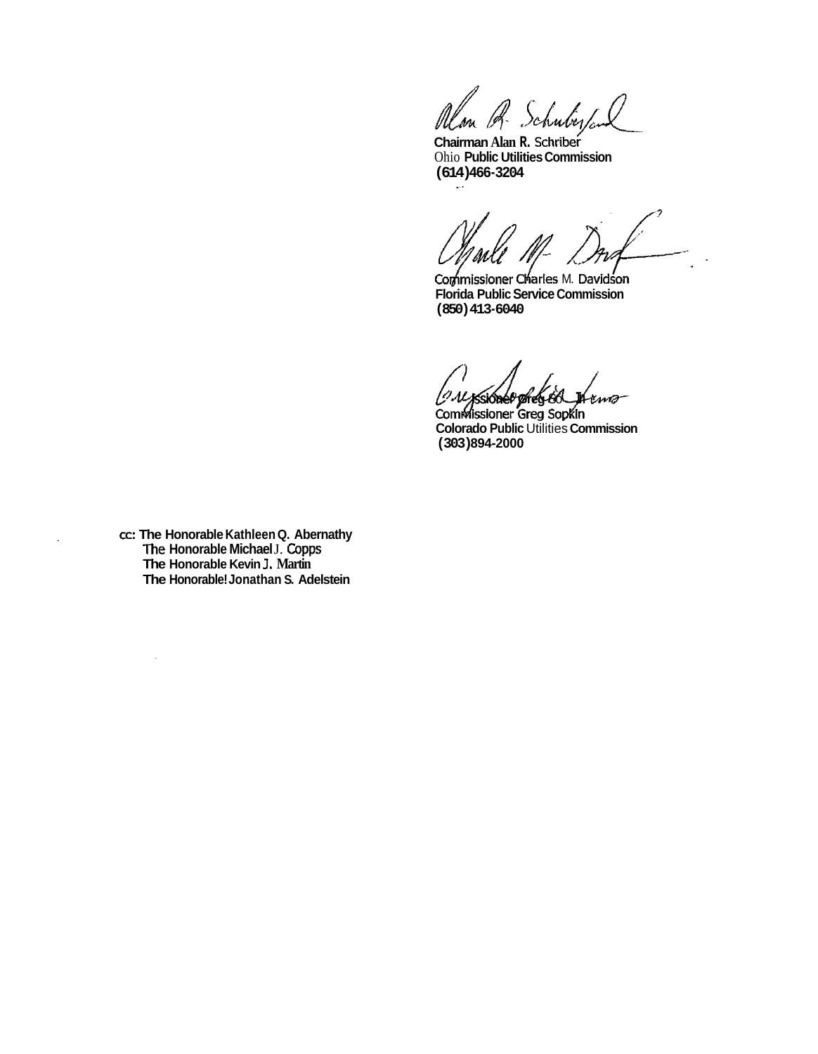Chairman Alan R. Schriber
Ohio Public Utilities Commission
(614)466-3204

Commissioner Charles M. Davidson
Florida Public Service Commission
(850) 413-6040

Commissioner Greg Sopkin
Colorado Public Utilities Commission
(303)894-2000

cc: The Honorable Kathleen Q. Abernathy
The Honorable Michael J. Copps
The Honorable Kevin J. Martin
The Honorable! Jonathan S. Adelstein